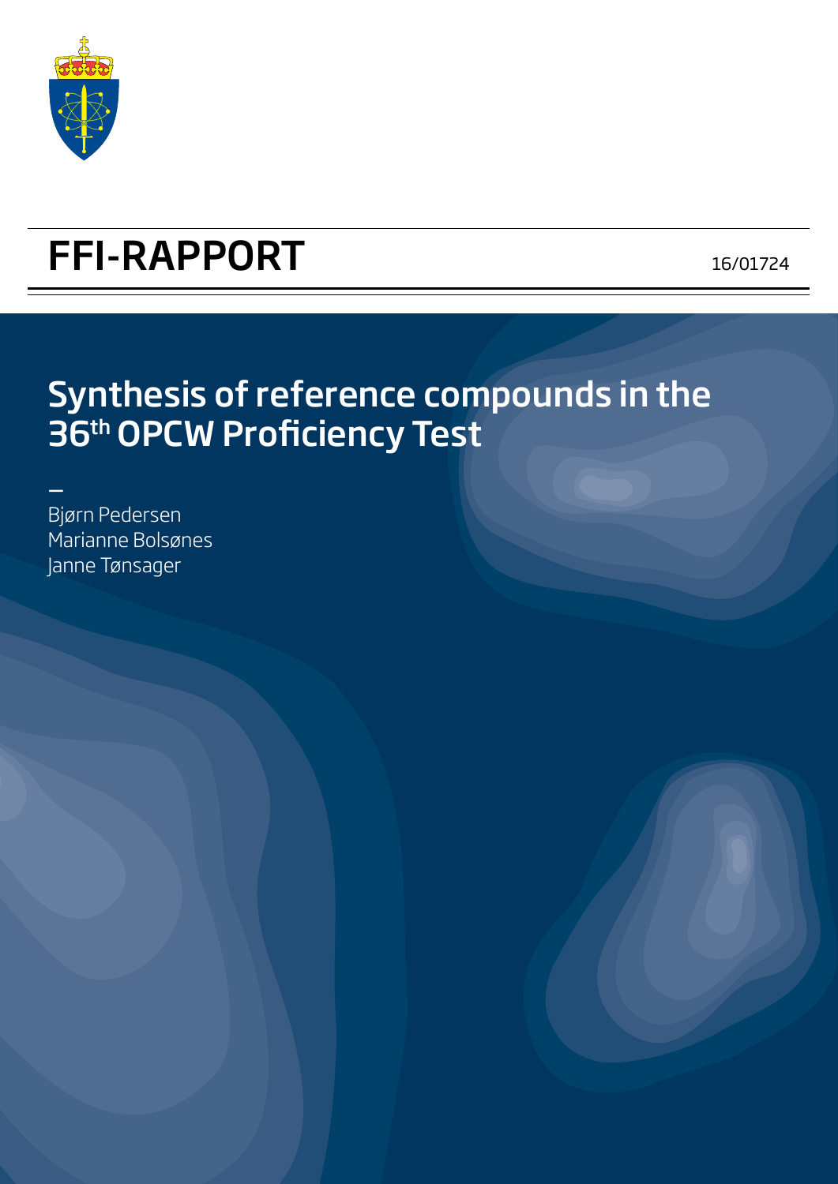# FFI-RAPPORT

16/01724

## Synthesis of reference compounds in the 36th OPCW Proficiency Test

—

Bjørn Pedersen
Marianne Bolsønes
Janne Tønsager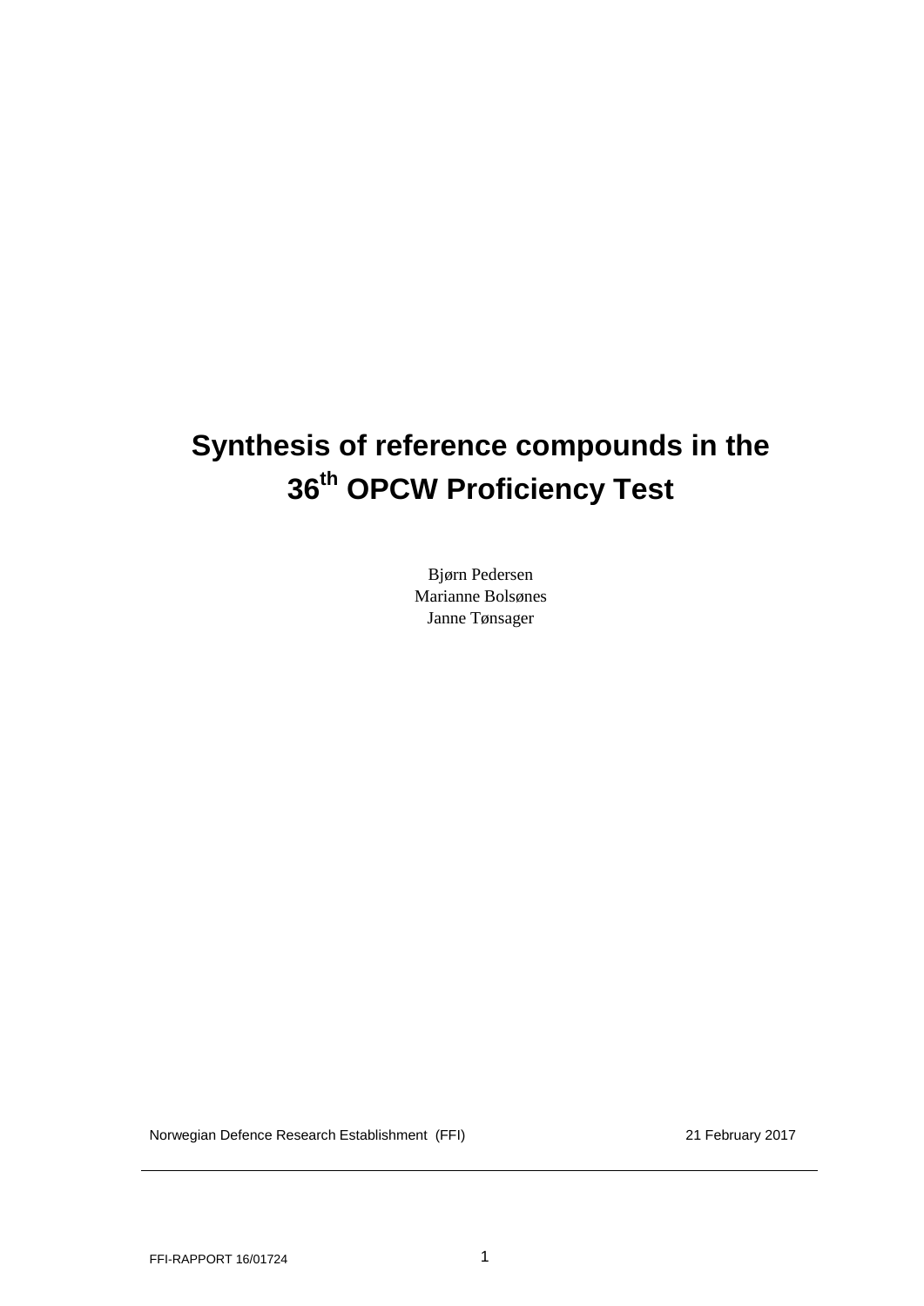# Synthesis of reference compounds in the 36th OPCW Proficiency Test

Bjørn Pedersen
Marianne Bolsønes
Janne Tønsager

Norwegian Defence Research Establishment (FFI) 21 February 2017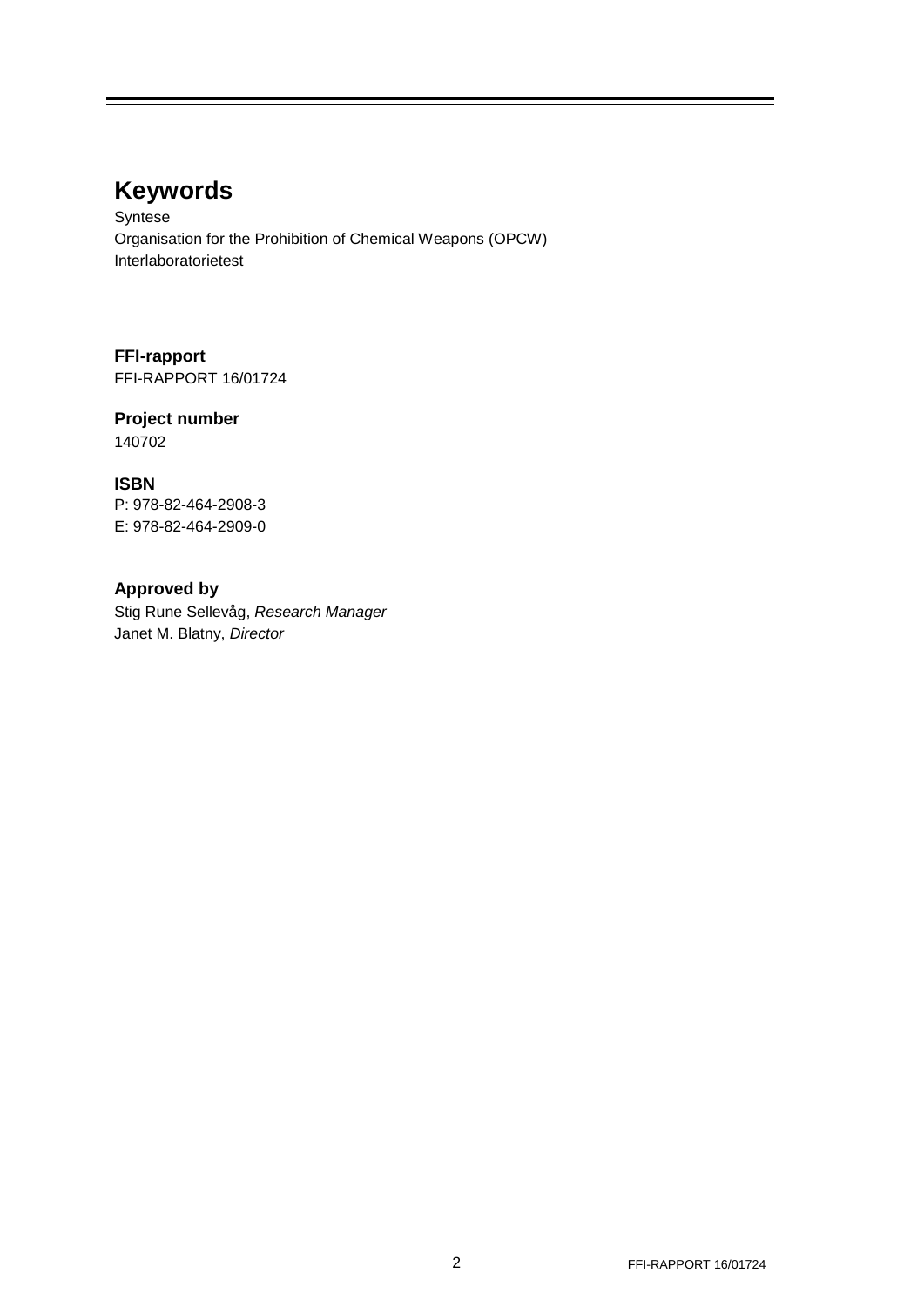# Keywords

Syntese
Organisation for the Prohibition of Chemical Weapons (OPCW)
Interlaboratorietest

**FFI-rapport**
FFI-RAPPORT 16/01724

**Project number**
140702

**ISBN**
P: 978-82-464-2908-3
E: 978-82-464-2909-0

**Approved by**
Stig Rune Sellevåg, *Research Manager*
Janet M. Blatny, *Director*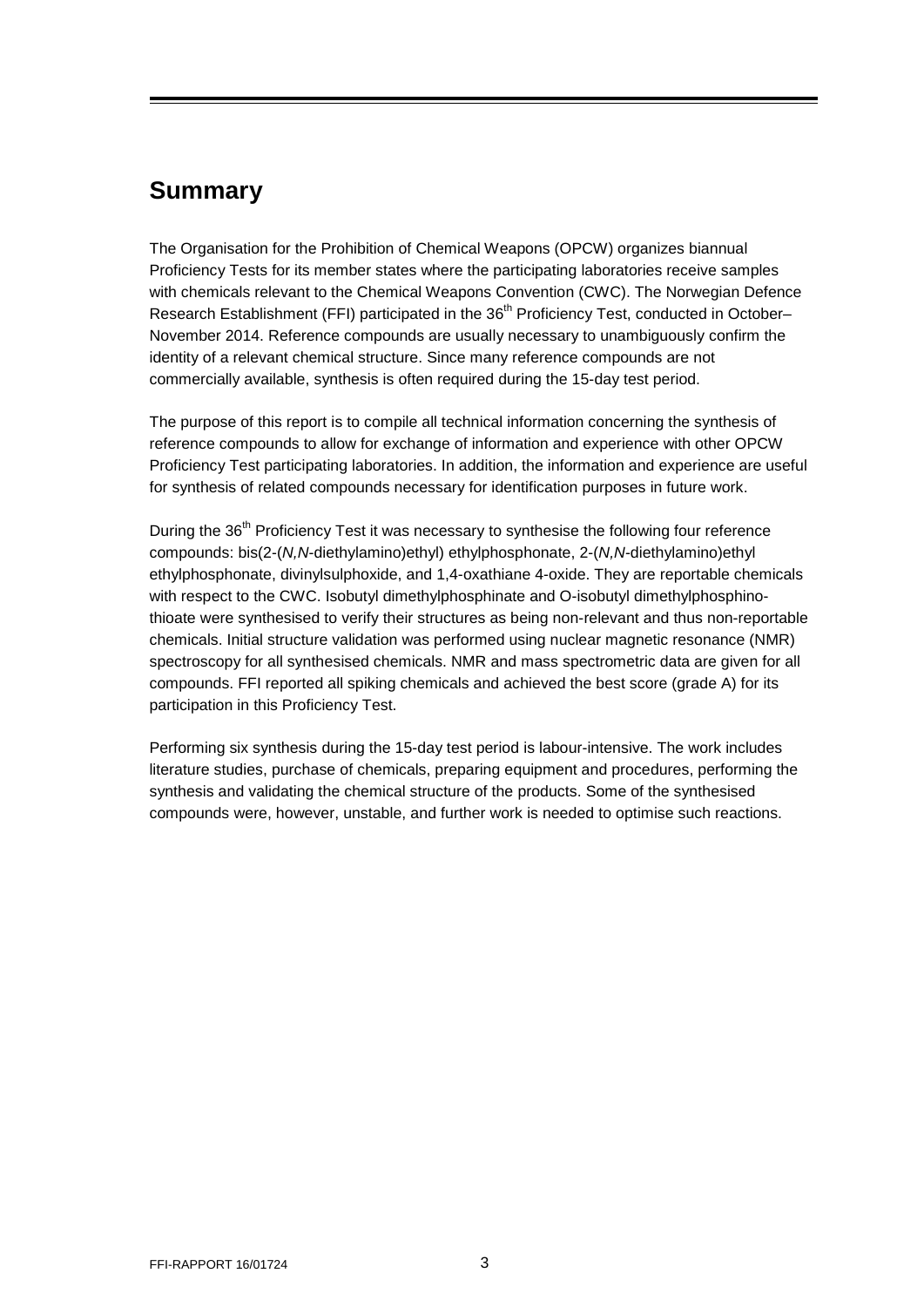# Summary

The Organisation for the Prohibition of Chemical Weapons (OPCW) organizes biannual Proficiency Tests for its member states where the participating laboratories receive samples with chemicals relevant to the Chemical Weapons Convention (CWC). The Norwegian Defence Research Establishment (FFI) participated in the 36$^{th}$ Proficiency Test, conducted in October–November 2014. Reference compounds are usually necessary to unambiguously confirm the identity of a relevant chemical structure. Since many reference compounds are not commercially available, synthesis is often required during the 15-day test period.

The purpose of this report is to compile all technical information concerning the synthesis of reference compounds to allow for exchange of information and experience with other OPCW Proficiency Test participating laboratories. In addition, the information and experience are useful for synthesis of related compounds necessary for identification purposes in future work.

During the 36$^{th}$ Proficiency Test it was necessary to synthesise the following four reference compounds: bis(2-(*N,N*-diethylamino)ethyl) ethylphosphonate, 2-(*N,N*-diethylamino)ethyl ethylphosphonate, divinylsulphoxide, and 1,4-oxathiane 4-oxide. They are reportable chemicals with respect to the CWC. Isobutyl dimethylphosphinate and O-isobutyl dimethylphosphino-thioate were synthesised to verify their structures as being non-relevant and thus non-reportable chemicals. Initial structure validation was performed using nuclear magnetic resonance (NMR) spectroscopy for all synthesised chemicals. NMR and mass spectrometric data are given for all compounds. FFI reported all spiking chemicals and achieved the best score (grade A) for its participation in this Proficiency Test.

Performing six synthesis during the 15-day test period is labour-intensive. The work includes literature studies, purchase of chemicals, preparing equipment and procedures, performing the synthesis and validating the chemical structure of the products. Some of the synthesised compounds were, however, unstable, and further work is needed to optimise such reactions.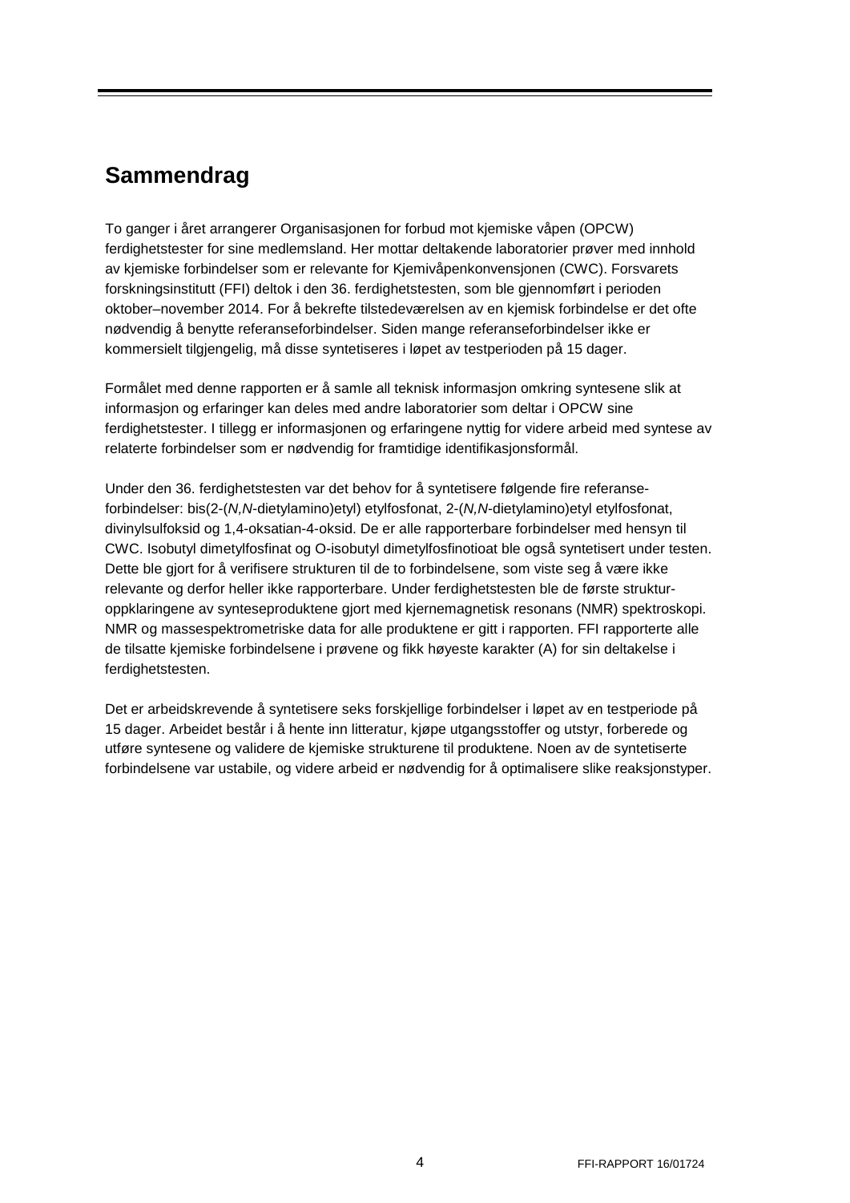## Sammendrag

To ganger i året arrangerer Organisasjonen for forbud mot kjemiske våpen (OPCW) ferdighetstester for sine medlemsland. Her mottar deltakende laboratorier prøver med innhold av kjemiske forbindelser som er relevante for Kjemivåpenkonvensjonen (CWC). Forsvarets forskningsinstitutt (FFI) deltok i den 36. ferdighetstesten, som ble gjennomført i perioden oktober–november 2014. For å bekrefte tilstedeværelsen av en kjemisk forbindelse er det ofte nødvendig å benytte referanseforbindelser. Siden mange referanseforbindelser ikke er kommersielt tilgjengelig, må disse syntetiseres i løpet av testperioden på 15 dager.

Formålet med denne rapporten er å samle all teknisk informasjon omkring syntesene slik at informasjon og erfaringer kan deles med andre laboratorier som deltar i OPCW sine ferdighetstester. I tillegg er informasjonen og erfaringene nyttig for videre arbeid med syntese av relaterte forbindelser som er nødvendig for framtidige identifikasjonsformål.

Under den 36. ferdighetstesten var det behov for å syntetisere følgende fire referanse-forbindelser: bis(2-(*N,N*-dietylamino)etyl) etylfosfonat, 2-(*N,N*-dietylamino)etyl etylfosfonat, divinylsulfoksid og 1,4-oksatian-4-oksid. De er alle rapporterbare forbindelser med hensyn til CWC. Isobutyl dimetylfosfinat og O-isobutyl dimetylfosfinotioat ble også syntetisert under testen. Dette ble gjort for å verifisere strukturen til de to forbindelsene, som viste seg å være ikke relevante og derfor heller ikke rapporterbare. Under ferdighetstesten ble de første struktur-oppklaringene av synteseproduktene gjort med kjernemagnetisk resonans (NMR) spektroskopi. NMR og massespektrometriske data for alle produktene er gitt i rapporten. FFI rapporterte alle de tilsatte kjemiske forbindelsene i prøvene og fikk høyeste karakter (A) for sin deltakelse i ferdighetstesten.

Det er arbeidskrevende å syntetisere seks forskjellige forbindelser i løpet av en testperiode på 15 dager. Arbeidet består i å hente inn litteratur, kjøpe utgangsstoffer og utstyr, forberede og utføre syntesene og validere de kjemiske strukturene til produktene. Noen av de syntetiserte forbindelsene var ustabile, og videre arbeid er nødvendig for å optimalisere slike reaksjonstyper.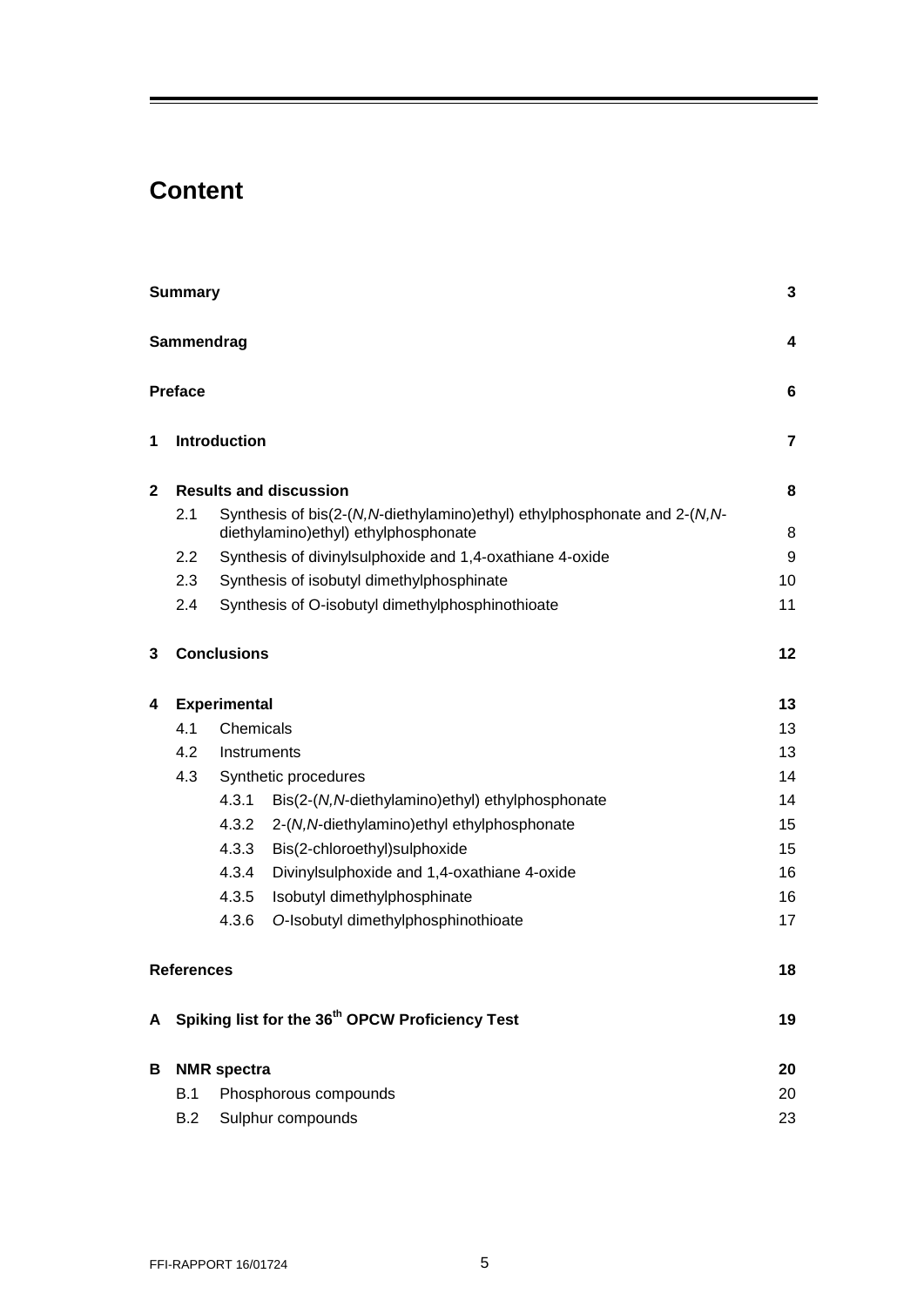# Content

| | | | |
|---|---|---|---|
| **Summary** | | | **3** |
| **Sammendrag** | | | **4** |
| **Preface** | | | **6** |
| **1** | **Introduction** | | **7** |
| **2** | **Results and discussion** | | **8** |
| | 2.1 | Synthesis of bis(2-(*N,N*-diethylamino)ethyl) ethylphosphonate and 2-(*N,N*-diethylamino)ethyl) ethylphosphonate | 8 |
| | 2.2 | Synthesis of divinylsulphoxide and 1,4-oxathiane 4-oxide | 9 |
| | 2.3 | Synthesis of isobutyl dimethylphosphinate | 10 |
| | 2.4 | Synthesis of O-isobutyl dimethylphosphinothioate | 11 |
| **3** | **Conclusions** | | **12** |
| **4** | **Experimental** | | **13** |
| | 4.1 | Chemicals | 13 |
| | 4.2 | Instruments | 13 |
| | 4.3 | Synthetic procedures | 14 |
| | | 4.3.1 Bis(2-(*N,N*-diethylamino)ethyl) ethylphosphonate | 14 |
| | | 4.3.2 2-(*N,N*-diethylamino)ethyl ethylphosphonate | 15 |
| | | 4.3.3 Bis(2-chloroethyl)sulphoxide | 15 |
| | | 4.3.4 Divinylsulphoxide and 1,4-oxathiane 4-oxide | 16 |
| | | 4.3.5 Isobutyl dimethylphosphinate | 16 |
| | | 4.3.6 *O*-Isobutyl dimethylphosphinothioate | 17 |
| **References** | | | **18** |
| **A** | **Spiking list for the 36th OPCW Proficiency Test** | | **19** |
| **B** | **NMR spectra** | | **20** |
| | B.1 | Phosphorous compounds | 20 |
| | B.2 | Sulphur compounds | 23 |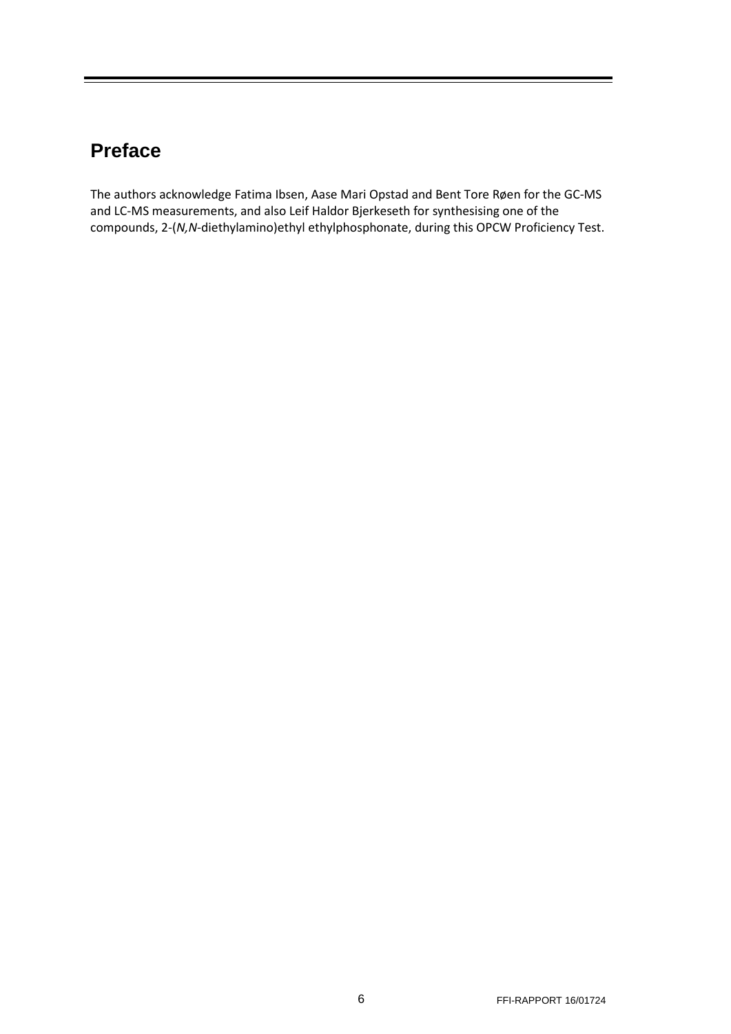# Preface

The authors acknowledge Fatima Ibsen, Aase Mari Opstad and Bent Tore Røen for the GC-MS and LC-MS measurements, and also Leif Haldor Bjerkeseth for synthesising one of the compounds, 2-(*N,N*-diethylamino)ethyl ethylphosphonate, during this OPCW Proficiency Test.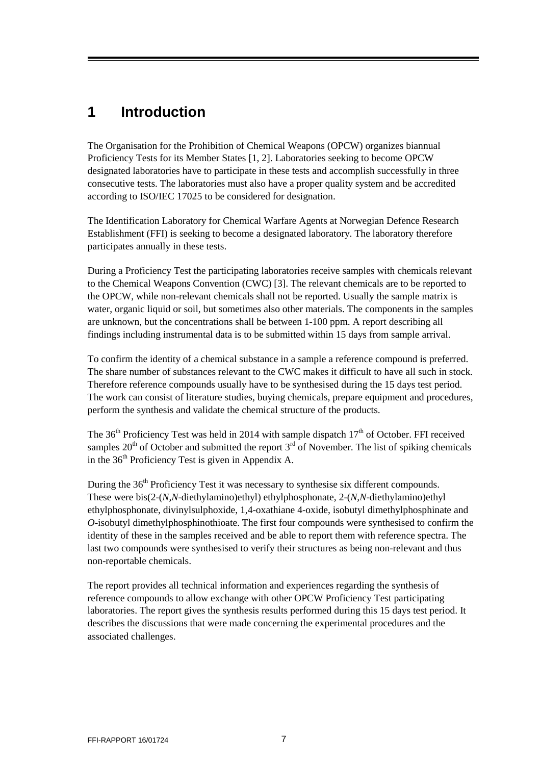# 1 Introduction

The Organisation for the Prohibition of Chemical Weapons (OPCW) organizes biannual Proficiency Tests for its Member States [1, 2]. Laboratories seeking to become OPCW designated laboratories have to participate in these tests and accomplish successfully in three consecutive tests. The laboratories must also have a proper quality system and be accredited according to ISO/IEC 17025 to be considered for designation.

The Identification Laboratory for Chemical Warfare Agents at Norwegian Defence Research Establishment (FFI) is seeking to become a designated laboratory. The laboratory therefore participates annually in these tests.

During a Proficiency Test the participating laboratories receive samples with chemicals relevant to the Chemical Weapons Convention (CWC) [3]. The relevant chemicals are to be reported to the OPCW, while non-relevant chemicals shall not be reported. Usually the sample matrix is water, organic liquid or soil, but sometimes also other materials. The components in the samples are unknown, but the concentrations shall be between 1-100 ppm. A report describing all findings including instrumental data is to be submitted within 15 days from sample arrival.

To confirm the identity of a chemical substance in a sample a reference compound is preferred. The share number of substances relevant to the CWC makes it difficult to have all such in stock. Therefore reference compounds usually have to be synthesised during the 15 days test period. The work can consist of literature studies, buying chemicals, prepare equipment and procedures, perform the synthesis and validate the chemical structure of the products.

The 36th Proficiency Test was held in 2014 with sample dispatch 17th of October. FFI received samples 20th of October and submitted the report 3rd of November. The list of spiking chemicals in the 36th Proficiency Test is given in Appendix A.

During the 36th Proficiency Test it was necessary to synthesise six different compounds. These were bis(2-(*N,N*-diethylamino)ethyl) ethylphosphonate, 2-(*N,N*-diethylamino)ethyl ethylphosphonate, divinylsulphoxide, 1,4-oxathiane 4-oxide, isobutyl dimethylphosphinate and *O*-isobutyl dimethylphosphinothioate. The first four compounds were synthesised to confirm the identity of these in the samples received and be able to report them with reference spectra. The last two compounds were synthesised to verify their structures as being non-relevant and thus non-reportable chemicals.

The report provides all technical information and experiences regarding the synthesis of reference compounds to allow exchange with other OPCW Proficiency Test participating laboratories. The report gives the synthesis results performed during this 15 days test period. It describes the discussions that were made concerning the experimental procedures and the associated challenges.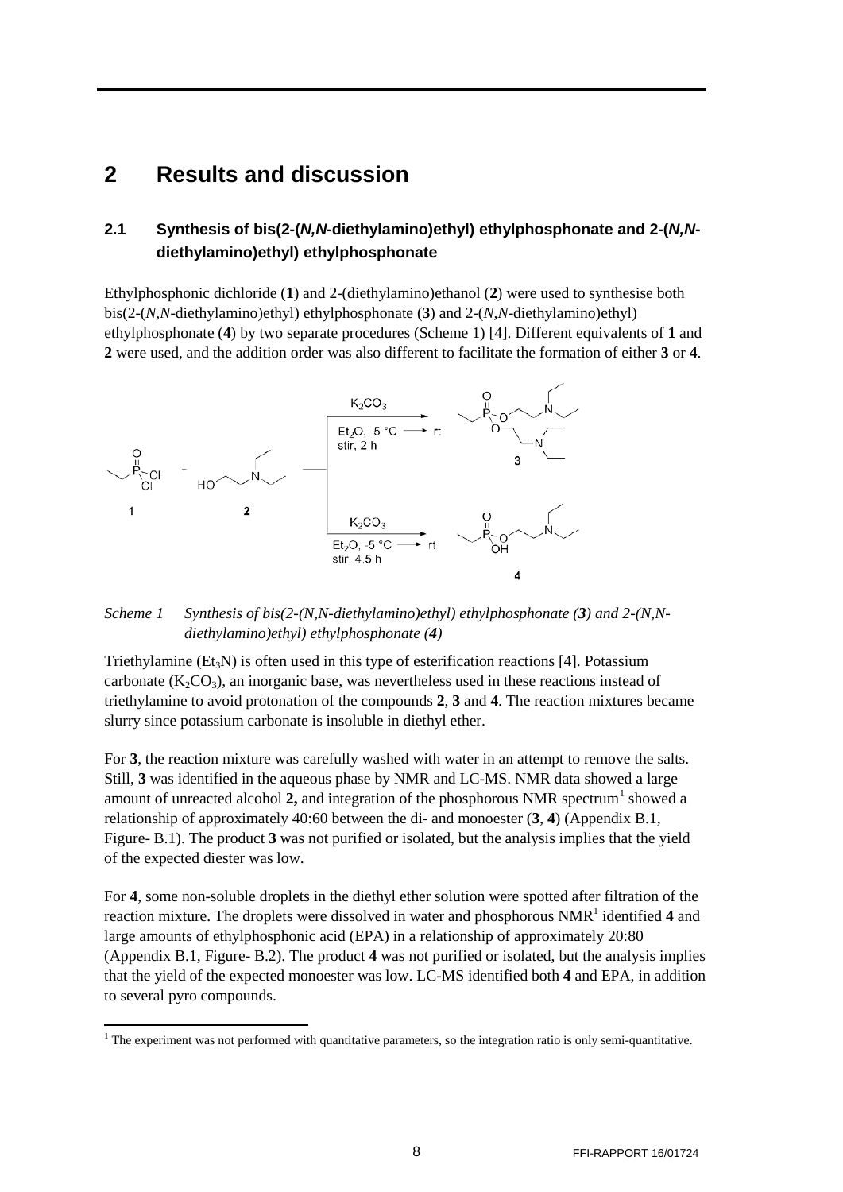# 2 Results and discussion

## 2.1 Synthesis of bis(2-(*N,N*-diethylamino)ethyl) ethylphosphonate and 2-(*N,N*-diethylamino)ethyl) ethylphosphonate

Ethylphosphonic dichloride (**1**) and 2-(diethylamino)ethanol (**2**) were used to synthesise both bis(2-(*N,N*-diethylamino)ethyl) ethylphosphonate (**3**) and 2-(*N,N*-diethylamino)ethyl) ethylphosphonate (**4**) by two separate procedures (Scheme 1) [4]. Different equivalents of **1** and **2** were used, and the addition order was also different to facilitate the formation of either **3** or **4**.

*Scheme 1 Synthesis of bis(2-(N,N-diethylamino)ethyl) ethylphosphonate (**3**) and 2-(N,N-diethylamino)ethyl) ethylphosphonate (**4**)*

Triethylamine ($Et_3N$) is often used in this type of esterification reactions [4]. Potassium carbonate ($K_2CO_3$), an inorganic base, was nevertheless used in these reactions instead of triethylamine to avoid protonation of the compounds **2**, **3** and **4**. The reaction mixtures became slurry since potassium carbonate is insoluble in diethyl ether.

For **3**, the reaction mixture was carefully washed with water in an attempt to remove the salts. Still, **3** was identified in the aqueous phase by NMR and LC-MS. NMR data showed a large amount of unreacted alcohol **2,** and integration of the phosphorous NMR spectrum[1] showed a relationship of approximately 40:60 between the di- and monoester (**3**, **4**) (Appendix B.1, Figure- B.1). The product **3** was not purified or isolated, but the analysis implies that the yield of the expected diester was low.

For **4**, some non-soluble droplets in the diethyl ether solution were spotted after filtration of the reaction mixture. The droplets were dissolved in water and phosphorous NMR[1] identified **4** and large amounts of ethylphosphonic acid (EPA) in a relationship of approximately 20:80 (Appendix B.1, Figure- B.2). The product **4** was not purified or isolated, but the analysis implies that the yield of the expected monoester was low. LC-MS identified both **4** and EPA, in addition to several pyro compounds.

[1] The experiment was not performed with quantitative parameters, so the integration ratio is only semi-quantitative.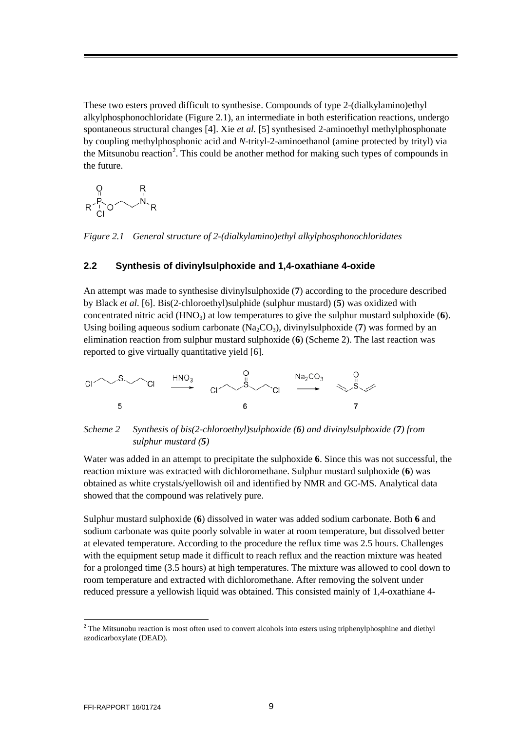These two esters proved difficult to synthesise. Compounds of type 2-(dialkylamino)ethyl alkylphosphonochloridate (Figure 2.1), an intermediate in both esterification reactions, undergo spontaneous structural changes [4]. Xie *et al.* [5] synthesised 2-aminoethyl methylphosphonate by coupling methylphosphonic acid and *N*-trityl-2-aminoethanol (amine protected by trityl) via the Mitsunobu reaction[2]. This could be another method for making such types of compounds in the future.

*Figure 2.1 General structure of 2-(dialkylamino)ethyl alkylphosphonochloridates*

### 2.2 Synthesis of divinylsulphoxide and 1,4-oxathiane 4-oxide

An attempt was made to synthesise divinylsulphoxide (**7**) according to the procedure described by Black *et al.* [6]. Bis(2-chloroethyl)sulphide (sulphur mustard) (**5**) was oxidized with concentrated nitric acid ($HNO_3$) at low temperatures to give the sulphur mustard sulphoxide (**6**). Using boiling aqueous sodium carbonate ($Na_2CO_3$), divinylsulphoxide (**7**) was formed by an elimination reaction from sulphur mustard sulphoxide (**6**) (Scheme 2). The last reaction was reported to give virtually quantitative yield [6].

*Scheme 2 Synthesis of bis(2-chloroethyl)sulphoxide (**6**) and divinylsulphoxide (**7**) from sulphur mustard (**5**)*

Water was added in an attempt to precipitate the sulphoxide **6**. Since this was not successful, the reaction mixture was extracted with dichloromethane. Sulphur mustard sulphoxide (**6**) was obtained as white crystals/yellowish oil and identified by NMR and GC-MS. Analytical data showed that the compound was relatively pure.

Sulphur mustard sulphoxide (**6**) dissolved in water was added sodium carbonate. Both **6** and sodium carbonate was quite poorly solvable in water at room temperature, but dissolved better at elevated temperature. According to the procedure the reflux time was 2.5 hours. Challenges with the equipment setup made it difficult to reach reflux and the reaction mixture was heated for a prolonged time (3.5 hours) at high temperatures. The mixture was allowed to cool down to room temperature and extracted with dichloromethane. After removing the solvent under reduced pressure a yellowish liquid was obtained. This consisted mainly of 1,4-oxathiane 4-

[2] The Mitsunobu reaction is most often used to convert alcohols into esters using triphenylphosphine and diethyl azodicarboxylate (DEAD).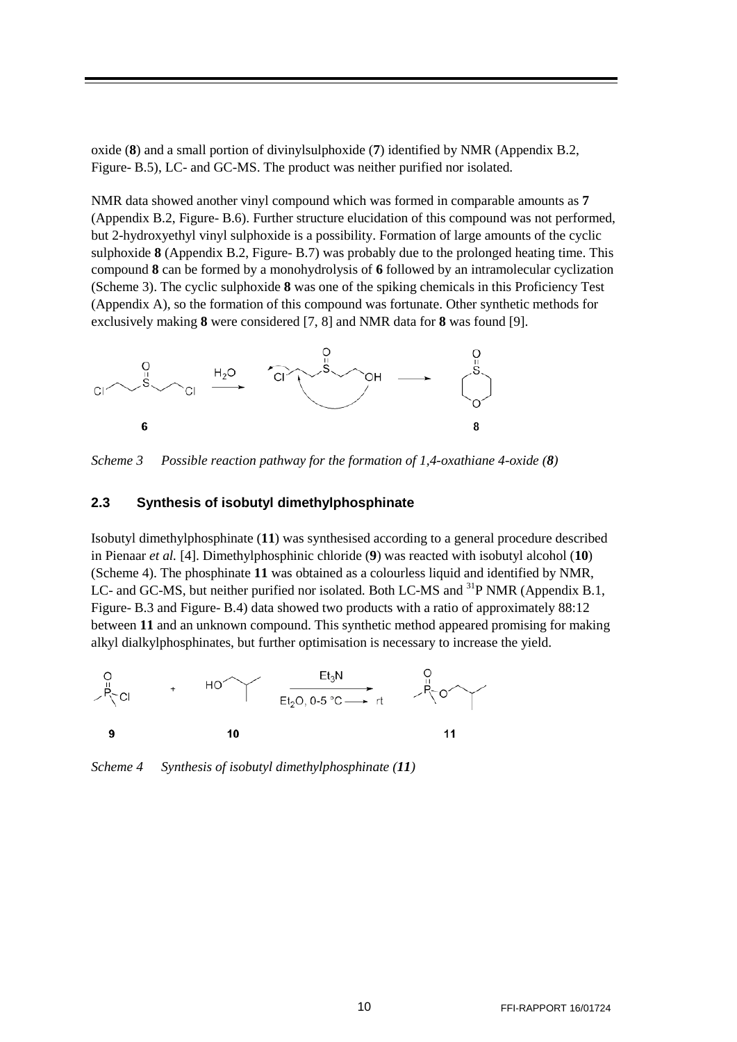oxide (**8**) and a small portion of divinylsulphoxide (**7**) identified by NMR (Appendix B.2, Figure- B.5), LC- and GC-MS. The product was neither purified nor isolated.

NMR data showed another vinyl compound which was formed in comparable amounts as **7** (Appendix B.2, Figure- B.6). Further structure elucidation of this compound was not performed, but 2-hydroxyethyl vinyl sulphoxide is a possibility. Formation of large amounts of the cyclic sulphoxide **8** (Appendix B.2, Figure- B.7) was probably due to the prolonged heating time. This compound **8** can be formed by a monohydrolysis of **6** followed by an intramolecular cyclization (Scheme 3). The cyclic sulphoxide **8** was one of the spiking chemicals in this Proficiency Test (Appendix A), so the formation of this compound was fortunate. Other synthetic methods for exclusively making **8** were considered [7, 8] and NMR data for **8** was found [9].

*Scheme 3 Possible reaction pathway for the formation of 1,4-oxathiane 4-oxide (**8**)*

### 2.3 Synthesis of isobutyl dimethylphosphinate

Isobutyl dimethylphosphinate (**11**) was synthesised according to a general procedure described in Pienaar *et al.* [4]. Dimethylphosphinic chloride (**9**) was reacted with isobutyl alcohol (**10**) (Scheme 4). The phosphinate **11** was obtained as a colourless liquid and identified by NMR, LC- and GC-MS, but neither purified nor isolated. Both LC-MS and $^{31}$P NMR (Appendix B.1, Figure- B.3 and Figure- B.4) data showed two products with a ratio of approximately 88:12 between **11** and an unknown compound. This synthetic method appeared promising for making alkyl dialkylphosphinates, but further optimisation is necessary to increase the yield.

*Scheme 4 Synthesis of isobutyl dimethylphosphinate (**11**)*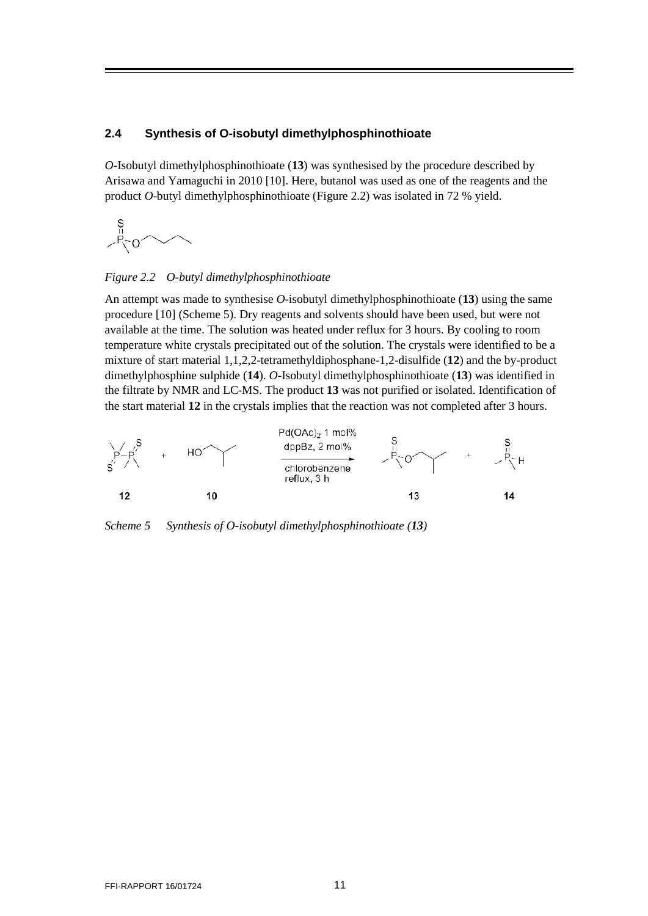### 2.4 Synthesis of O-isobutyl dimethylphosphinothioate

*O*-Isobutyl dimethylphosphinothioate (**13**) was synthesised by the procedure described by Arisawa and Yamaguchi in 2010 [10]. Here, butanol was used as one of the reagents and the product *O*-butyl dimethylphosphinothioate (Figure 2.2) was isolated in 72 % yield.

*Figure 2.2 O-butyl dimethylphosphinothioate*

An attempt was made to synthesise *O*-isobutyl dimethylphosphinothioate (**13**) using the same procedure [10] (Scheme 5). Dry reagents and solvents should have been used, but were not available at the time. The solution was heated under reflux for 3 hours. By cooling to room temperature white crystals precipitated out of the solution. The crystals were identified to be a mixture of start material 1,1,2,2-tetramethyldiphosphane-1,2-disulfide (**12**) and the by-product dimethylphosphine sulphide (**14**). *O*-Isobutyl dimethylphosphinothioate (**13**) was identified in the filtrate by NMR and LC-MS. The product **13** was not purified or isolated. Identification of the start material **12** in the crystals implies that the reaction was not completed after 3 hours.

**12** + **10** → **13** + **14**

$Pd(OAc)_2$ 1 mol%, dppBz, 2 mol%, chlorobenzene, reflux, 3 h

*Scheme 5 Synthesis of O-isobutyl dimethylphosphinothioate (**13**)*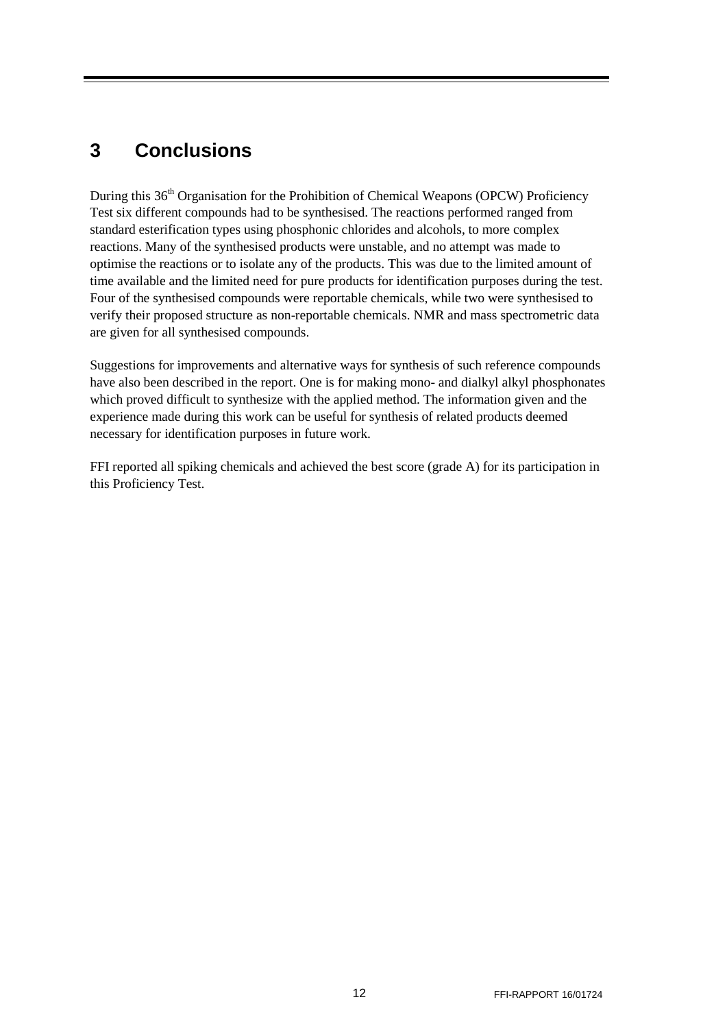# 3 Conclusions

During this 36th Organisation for the Prohibition of Chemical Weapons (OPCW) Proficiency Test six different compounds had to be synthesised. The reactions performed ranged from standard esterification types using phosphonic chlorides and alcohols, to more complex reactions. Many of the synthesised products were unstable, and no attempt was made to optimise the reactions or to isolate any of the products. This was due to the limited amount of time available and the limited need for pure products for identification purposes during the test. Four of the synthesised compounds were reportable chemicals, while two were synthesised to verify their proposed structure as non-reportable chemicals. NMR and mass spectrometric data are given for all synthesised compounds.

Suggestions for improvements and alternative ways for synthesis of such reference compounds have also been described in the report. One is for making mono- and dialkyl alkyl phosphonates which proved difficult to synthesize with the applied method. The information given and the experience made during this work can be useful for synthesis of related products deemed necessary for identification purposes in future work.

FFI reported all spiking chemicals and achieved the best score (grade A) for its participation in this Proficiency Test.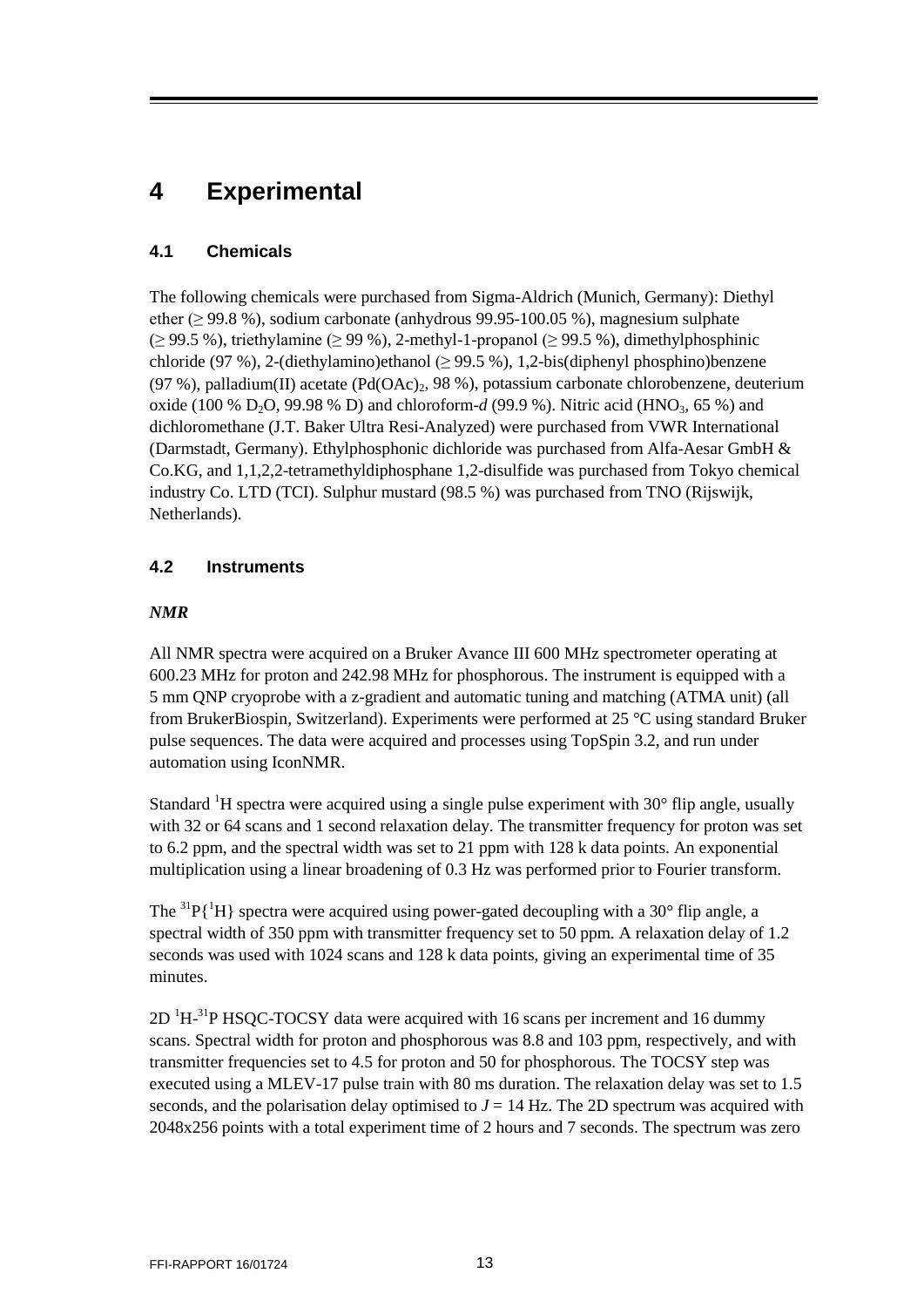# 4 Experimental

## 4.1 Chemicals

The following chemicals were purchased from Sigma-Aldrich (Munich, Germany): Diethyl ether (≥ 99.8 %), sodium carbonate (anhydrous 99.95-100.05 %), magnesium sulphate (≥ 99.5 %), triethylamine (≥ 99 %), 2-methyl-1-propanol (≥ 99.5 %), dimethylphosphinic chloride (97 %), 2-(diethylamino)ethanol (≥ 99.5 %), 1,2-bis(diphenyl phosphino)benzene (97 %), palladium(II) acetate ($Pd(OAc)_2$, 98 %), potassium carbonate chlorobenzene, deuterium oxide (100 % $D_2O$, 99.98 % D) and chloroform-*d* (99.9 %). Nitric acid ($HNO_3$, 65 %) and dichloromethane (J.T. Baker Ultra Resi-Analyzed) were purchased from VWR International (Darmstadt, Germany). Ethylphosphonic dichloride was purchased from Alfa-Aesar GmbH & Co.KG, and 1,1,2,2-tetramethyldiphosphane 1,2-disulfide was purchased from Tokyo chemical industry Co. LTD (TCI). Sulphur mustard (98.5 %) was purchased from TNO (Rijswijk, Netherlands).

## 4.2 Instruments

### *NMR*

All NMR spectra were acquired on a Bruker Avance III 600 MHz spectrometer operating at 600.23 MHz for proton and 242.98 MHz for phosphorous. The instrument is equipped with a 5 mm QNP cryoprobe with a z-gradient and automatic tuning and matching (ATMA unit) (all from BrukerBiospin, Switzerland). Experiments were performed at 25 °C using standard Bruker pulse sequences. The data were acquired and processes using TopSpin 3.2, and run under automation using IconNMR.

Standard $^{1}H$ spectra were acquired using a single pulse experiment with 30° flip angle, usually with 32 or 64 scans and 1 second relaxation delay. The transmitter frequency for proton was set to 6.2 ppm, and the spectral width was set to 21 ppm with 128 k data points. An exponential multiplication using a linear broadening of 0.3 Hz was performed prior to Fourier transform.

The $^{31}P\{^{1}H\}$ spectra were acquired using power-gated decoupling with a 30° flip angle, a spectral width of 350 ppm with transmitter frequency set to 50 ppm. A relaxation delay of 1.2 seconds was used with 1024 scans and 128 k data points, giving an experimental time of 35 minutes.

2D $^{1}H$-$^{31}P$ HSQC-TOCSY data were acquired with 16 scans per increment and 16 dummy scans. Spectral width for proton and phosphorous was 8.8 and 103 ppm, respectively, and with transmitter frequencies set to 4.5 for proton and 50 for phosphorous. The TOCSY step was executed using a MLEV-17 pulse train with 80 ms duration. The relaxation delay was set to 1.5 seconds, and the polarisation delay optimised to $J$ = 14 Hz. The 2D spectrum was acquired with 2048x256 points with a total experiment time of 2 hours and 7 seconds. The spectrum was zero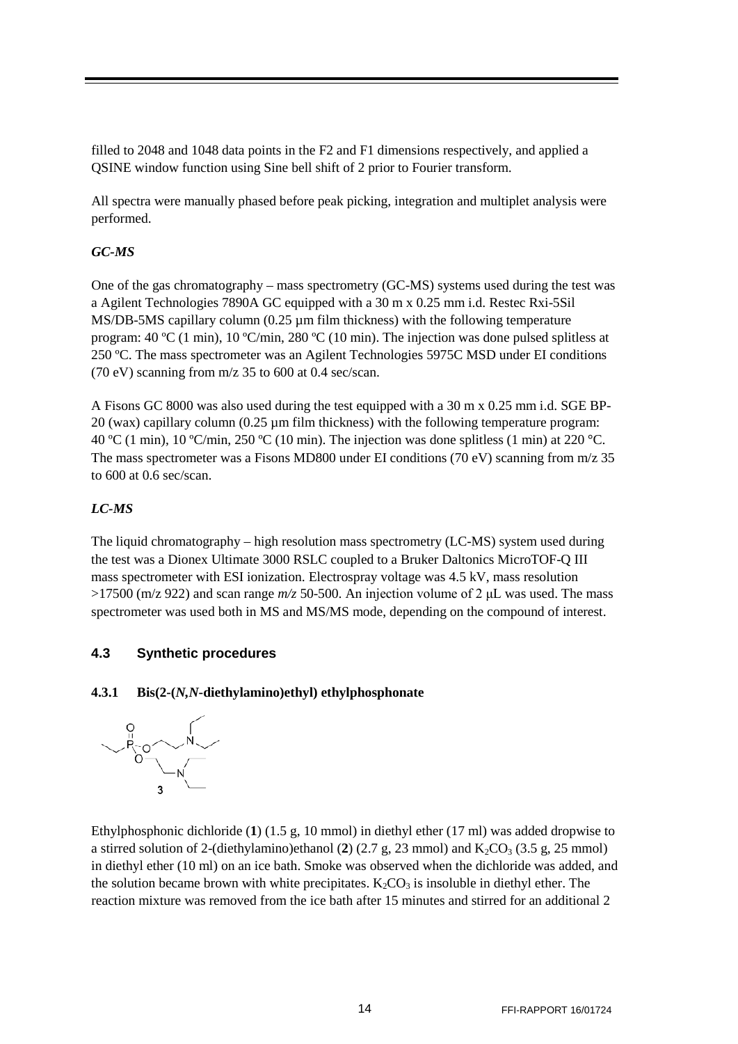filled to 2048 and 1048 data points in the F2 and F1 dimensions respectively, and applied a QSINE window function using Sine bell shift of 2 prior to Fourier transform.

All spectra were manually phased before peak picking, integration and multiplet analysis were performed.

***GC-MS***

One of the gas chromatography – mass spectrometry (GC-MS) systems used during the test was a Agilent Technologies 7890A GC equipped with a 30 m x 0.25 mm i.d. Restec Rxi-5Sil MS/DB-5MS capillary column (0.25 µm film thickness) with the following temperature program: 40 ºC (1 min), 10 ºC/min, 280 ºC (10 min). The injection was done pulsed splitless at 250 ºC. The mass spectrometer was an Agilent Technologies 5975C MSD under EI conditions (70 eV) scanning from m/z 35 to 600 at 0.4 sec/scan.

A Fisons GC 8000 was also used during the test equipped with a 30 m x 0.25 mm i.d. SGE BP-20 (wax) capillary column (0.25 µm film thickness) with the following temperature program: 40 ºC (1 min), 10 ºC/min, 250 ºC (10 min). The injection was done splitless (1 min) at 220 °C. The mass spectrometer was a Fisons MD800 under EI conditions (70 eV) scanning from m/z 35 to 600 at 0.6 sec/scan.

***LC-MS***

The liquid chromatography – high resolution mass spectrometry (LC-MS) system used during the test was a Dionex Ultimate 3000 RSLC coupled to a Bruker Daltonics MicroTOF-Q III mass spectrometer with ESI ionization. Electrospray voltage was 4.5 kV, mass resolution >17500 (m/z 922) and scan range *m/z* 50-500. An injection volume of 2 µL was used. The mass spectrometer was used both in MS and MS/MS mode, depending on the compound of interest.

## 4.3 Synthetic procedures

### 4.3.1 Bis(2-(*N,N*-diethylamino)ethyl) ethylphosphonate

**3**

Ethylphosphonic dichloride (**1**) (1.5 g, 10 mmol) in diethyl ether (17 ml) was added dropwise to a stirred solution of 2-(diethylamino)ethanol (**2**) (2.7 g, 23 mmol) and $K_2CO_3$ (3.5 g, 25 mmol) in diethyl ether (10 ml) on an ice bath. Smoke was observed when the dichloride was added, and the solution became brown with white precipitates. $K_2CO_3$ is insoluble in diethyl ether. The reaction mixture was removed from the ice bath after 15 minutes and stirred for an additional 2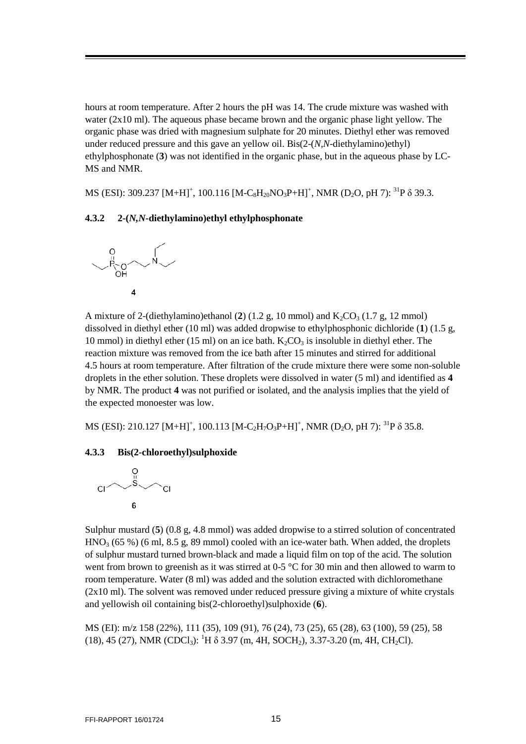hours at room temperature. After 2 hours the pH was 14. The crude mixture was washed with water (2x10 ml). The aqueous phase became brown and the organic phase light yellow. The organic phase was dried with magnesium sulphate for 20 minutes. Diethyl ether was removed under reduced pressure and this gave an yellow oil. Bis(2-(*N*,*N*-diethylamino)ethyl) ethylphosphonate (**3**) was not identified in the organic phase, but in the aqueous phase by LC-MS and NMR.

MS (ESI): 309.237 $[M+H]^+$, 100.116 $[M-C_8H_{20}NO_3P+H]^+$, NMR ($D_2O$, pH 7): $^{31}P$ δ 39.3.

### 4.3.2 2-(*N*,*N*-diethylamino)ethyl ethylphosphonate

**4**

A mixture of 2-(diethylamino)ethanol (**2**) (1.2 g, 10 mmol) and $K_2CO_3$ (1.7 g, 12 mmol) dissolved in diethyl ether (10 ml) was added dropwise to ethylphosphonic dichloride (**1**) (1.5 g, 10 mmol) in diethyl ether (15 ml) on an ice bath. $K_2CO_3$ is insoluble in diethyl ether. The reaction mixture was removed from the ice bath after 15 minutes and stirred for additional 4.5 hours at room temperature. After filtration of the crude mixture there were some non-soluble droplets in the ether solution. These droplets were dissolved in water (5 ml) and identified as **4** by NMR. The product **4** was not purified or isolated, and the analysis implies that the yield of the expected monoester was low.

MS (ESI): 210.127 $[M+H]^+$, 100.113 $[M-C_2H_7O_3P+H]^+$, NMR ($D_2O$, pH 7): $^{31}P$ δ 35.8.

### 4.3.3 Bis(2-chloroethyl)sulphoxide

**6**

Sulphur mustard (**5**) (0.8 g, 4.8 mmol) was added dropwise to a stirred solution of concentrated $HNO_3$ (65 %) (6 ml, 8.5 g, 89 mmol) cooled with an ice-water bath. When added, the droplets of sulphur mustard turned brown-black and made a liquid film on top of the acid. The solution went from brown to greenish as it was stirred at 0-5 °C for 30 min and then allowed to warm to room temperature. Water (8 ml) was added and the solution extracted with dichloromethane (2x10 ml). The solvent was removed under reduced pressure giving a mixture of white crystals and yellowish oil containing bis(2-chloroethyl)sulphoxide (**6**).

MS (EI): m/z 158 (22%), 111 (35), 109 (91), 76 (24), 73 (25), 65 (28), 63 (100), 59 (25), 58 (18), 45 (27), NMR ($CDCl_3$): $^1H$ δ 3.97 (m, 4H, $SOCH_2$), 3.37-3.20 (m, 4H, $CH_2Cl$).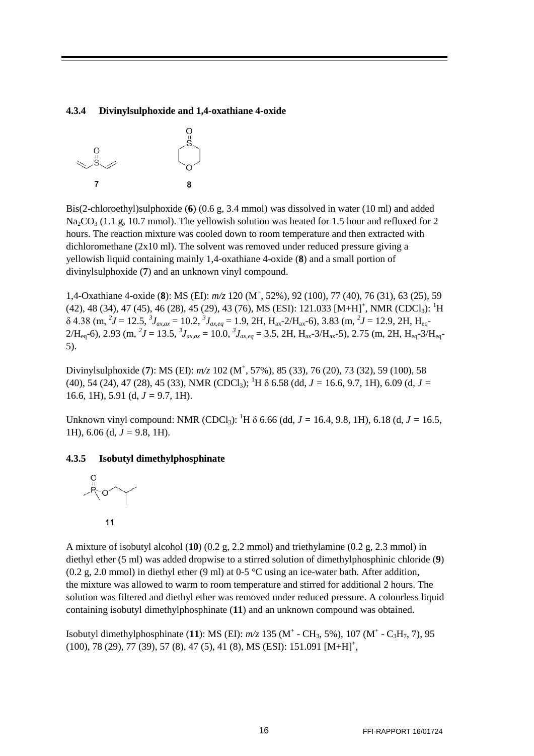### 4.3.4 Divinylsulphoxide and 1,4-oxathiane 4-oxide

**7** **8**

Bis(2-chloroethyl)sulphoxide (**6**) (0.6 g, 3.4 mmol) was dissolved in water (10 ml) and added $Na_2CO_3$ (1.1 g, 10.7 mmol). The yellowish solution was heated for 1.5 hour and refluxed for 2 hours. The reaction mixture was cooled down to room temperature and then extracted with dichloromethane (2x10 ml). The solvent was removed under reduced pressure giving a yellowish liquid containing mainly 1,4-oxathiane 4-oxide (**8**) and a small portion of divinylsulphoxide (**7**) and an unknown vinyl compound.

1,4-Oxathiane 4-oxide (**8**): MS (EI): *m/z* 120 ($M^+$, 52%), 92 (100), 77 (40), 76 (31), 63 (25), 59 (42), 48 (34), 47 (45), 46 (28), 45 (29), 43 (76), MS (ESI): 121.033 $[M+H]^+$, NMR ($CDCl_3$): $^1H$ $\delta$ 4.38 (m, $^2J$ = 12.5, $^3J_{ax,ax}$ = 10.2, $^3J_{ax,eq}$ = 1.9, 2H, $H_{ax}$-2/$H_{ax}$-6), 3.83 (m, $^2J$ = 12.9, 2H, $H_{eq}$-2/$H_{eq}$-6), 2.93 (m, $^2J$ = 13.5, $^3J_{ax,ax}$ = 10.0, $^3J_{ax,eq}$ = 3.5, 2H, $H_{ax}$-3/$H_{ax}$-5), 2.75 (m, 2H, $H_{eq}$-3/$H_{eq}$-5).

Divinylsulphoxide (**7**): MS (EI): *m/z* 102 ($M^+$, 57%), 85 (33), 76 (20), 73 (32), 59 (100), 58 (40), 54 (24), 47 (28), 45 (33), NMR ($CDCl_3$); $^1H$ $\delta$ 6.58 (dd, *J* = 16.6, 9.7, 1H), 6.09 (d, *J* = 16.6, 1H), 5.91 (d, *J* = 9.7, 1H).

Unknown vinyl compound: NMR ($CDCl_3$): $^1H$ $\delta$ 6.66 (dd, *J* = 16.4, 9.8, 1H), 6.18 (d, *J* = 16.5, 1H), 6.06 (d, *J* = 9.8, 1H).

### 4.3.5 Isobutyl dimethylphosphinate

**11**

A mixture of isobutyl alcohol (**10**) (0.2 g, 2.2 mmol) and triethylamine (0.2 g, 2.3 mmol) in diethyl ether (5 ml) was added dropwise to a stirred solution of dimethylphosphinic chloride (**9**) (0.2 g, 2.0 mmol) in diethyl ether (9 ml) at 0-5 °C using an ice-water bath. After addition, the mixture was allowed to warm to room temperature and stirred for additional 2 hours. The solution was filtered and diethyl ether was removed under reduced pressure. A colourless liquid containing isobutyl dimethylphosphinate (**11**) and an unknown compound was obtained.

Isobutyl dimethylphosphinate (**11**): MS (EI): *m/z* 135 ($M^+$ - $CH_3$, 5%), 107 ($M^+$ - $C_3H_7$, 7), 95 (100), 78 (29), 77 (39), 57 (8), 47 (5), 41 (8), MS (ESI): 151.091 $[M+H]^+$,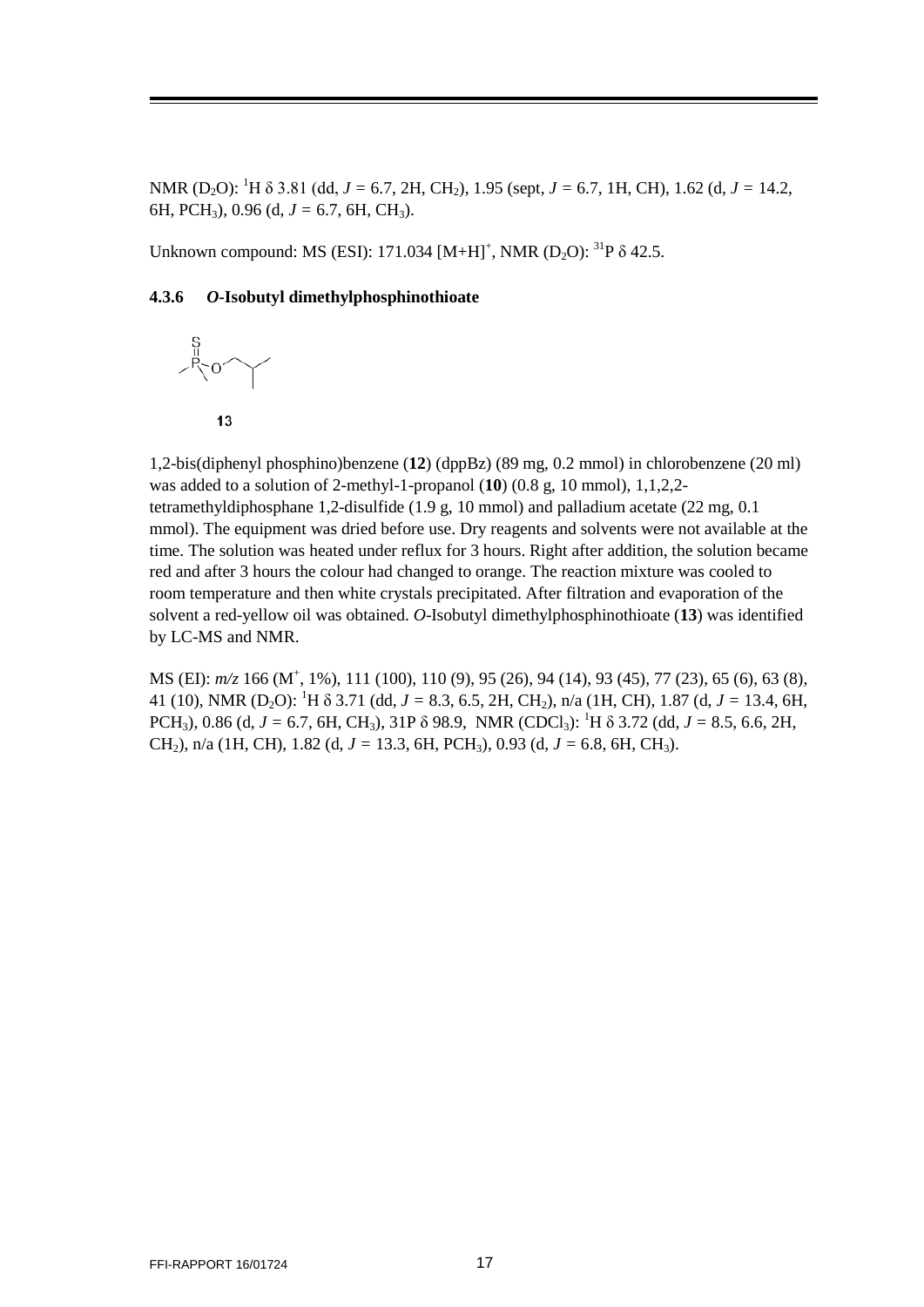NMR ($D_2O$): $^{1}H$ δ 3.81 (dd, *J* = 6.7, 2H, $CH_2$), 1.95 (sept, *J* = 6.7, 1H, CH), 1.62 (d, *J* = 14.2, 6H, $PCH_3$), 0.96 (d, *J* = 6.7, 6H, $CH_3$).

Unknown compound: MS (ESI): 171.034 $[M+H]^+$, NMR ($D_2O$): $^{31}P$ δ 42.5.

### 4.3.6 *O*-Isobutyl dimethylphosphinothioate

**13**

1,2-bis(diphenyl phosphino)benzene (**12**) (dppBz) (89 mg, 0.2 mmol) in chlorobenzene (20 ml) was added to a solution of 2-methyl-1-propanol (**10**) (0.8 g, 10 mmol), 1,1,2,2-tetramethyldiphosphane 1,2-disulfide (1.9 g, 10 mmol) and palladium acetate (22 mg, 0.1 mmol). The equipment was dried before use. Dry reagents and solvents were not available at the time. The solution was heated under reflux for 3 hours. Right after addition, the solution became red and after 3 hours the colour had changed to orange. The reaction mixture was cooled to room temperature and then white crystals precipitated. After filtration and evaporation of the solvent a red-yellow oil was obtained. *O*-Isobutyl dimethylphosphinothioate (**13**) was identified by LC-MS and NMR.

MS (EI): *m/z* 166 ($M^+$, 1%), 111 (100), 110 (9), 95 (26), 94 (14), 93 (45), 77 (23), 65 (6), 63 (8), 41 (10), NMR ($D_2O$): $^{1}H$ δ 3.71 (dd, *J* = 8.3, 6.5, 2H, $CH_2$), n/a (1H, CH), 1.87 (d, *J* = 13.4, 6H, $PCH_3$), 0.86 (d, *J* = 6.7, 6H, $CH_3$), 31P δ 98.9, NMR ($CDCl_3$): $^{1}H$ δ 3.72 (dd, *J* = 8.5, 6.6, 2H, $CH_2$), n/a (1H, CH), 1.82 (d, *J* = 13.3, 6H, $PCH_3$), 0.93 (d, *J* = 6.8, 6H, $CH_3$).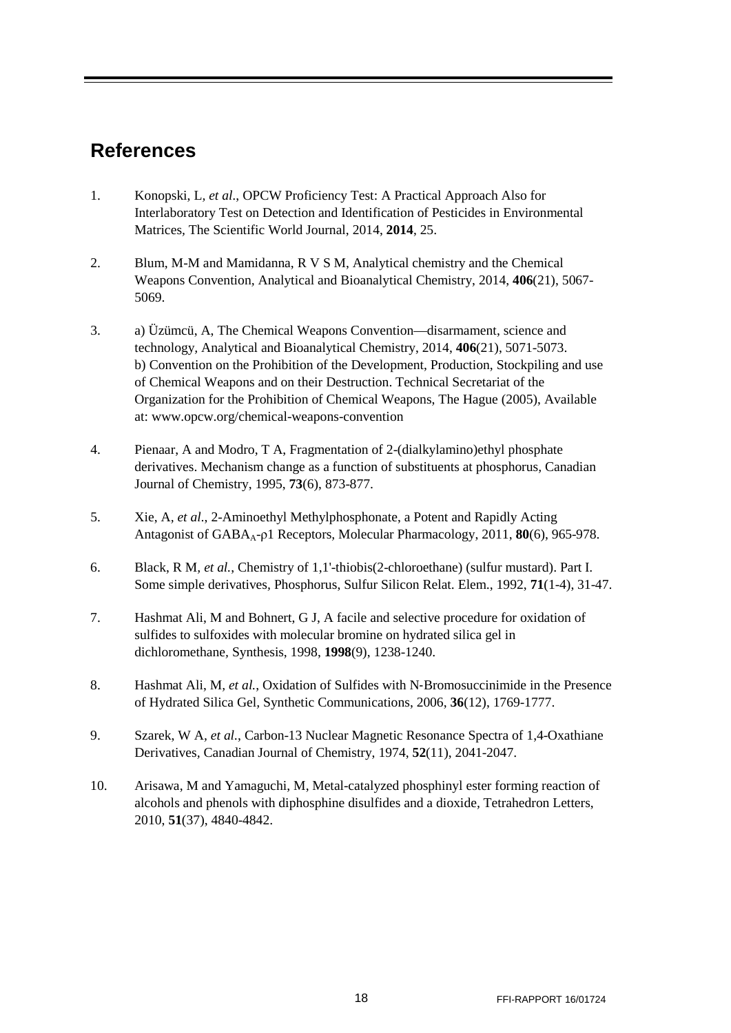# References

1. Konopski, L, *et al.*, OPCW Proficiency Test: A Practical Approach Also for Interlaboratory Test on Detection and Identification of Pesticides in Environmental Matrices, The Scientific World Journal, 2014, **2014**, 25.

2. Blum, M-M and Mamidanna, R V S M, Analytical chemistry and the Chemical Weapons Convention, Analytical and Bioanalytical Chemistry, 2014, **406**(21), 5067-5069.

3. a) Üzümcü, A, The Chemical Weapons Convention—disarmament, science and technology, Analytical and Bioanalytical Chemistry, 2014, **406**(21), 5071-5073.
   b) Convention on the Prohibition of the Development, Production, Stockpiling and use of Chemical Weapons and on their Destruction. Technical Secretariat of the Organization for the Prohibition of Chemical Weapons, The Hague (2005), Available at: www.opcw.org/chemical-weapons-convention

4. Pienaar, A and Modro, T A, Fragmentation of 2-(dialkylamino)ethyl phosphate derivatives. Mechanism change as a function of substituents at phosphorus, Canadian Journal of Chemistry, 1995, **73**(6), 873-877.

5. Xie, A, *et al.*, 2-Aminoethyl Methylphosphonate, a Potent and Rapidly Acting Antagonist of $GABA_A$-ρ1 Receptors, Molecular Pharmacology, 2011, **80**(6), 965-978.

6. Black, R M, *et al.*, Chemistry of 1,1'-thiobis(2-chloroethane) (sulfur mustard). Part I. Some simple derivatives, Phosphorus, Sulfur Silicon Relat. Elem., 1992, **71**(1-4), 31-47.

7. Hashmat Ali, M and Bohnert, G J, A facile and selective procedure for oxidation of sulfides to sulfoxides with molecular bromine on hydrated silica gel in dichloromethane, Synthesis, 1998, **1998**(9), 1238-1240.

8. Hashmat Ali, M, *et al.*, Oxidation of Sulfides with N-Bromosuccinimide in the Presence of Hydrated Silica Gel, Synthetic Communications, 2006, **36**(12), 1769-1777.

9. Szarek, W A, *et al.*, Carbon-13 Nuclear Magnetic Resonance Spectra of 1,4-Oxathiane Derivatives, Canadian Journal of Chemistry, 1974, **52**(11), 2041-2047.

10. Arisawa, M and Yamaguchi, M, Metal-catalyzed phosphinyl ester forming reaction of alcohols and phenols with diphosphine disulfides and a dioxide, Tetrahedron Letters, 2010, **51**(37), 4840-4842.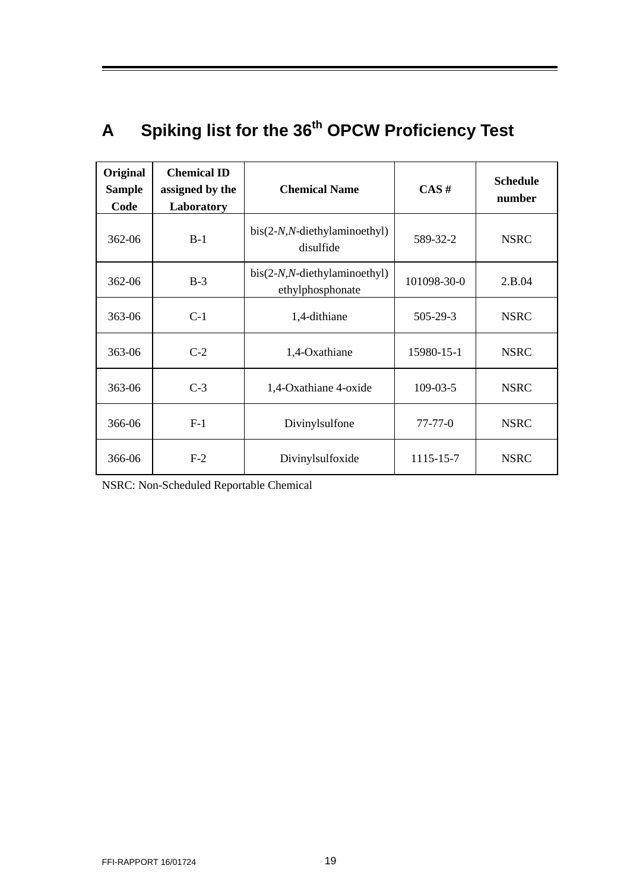# A Spiking list for the 36th OPCW Proficiency Test

| Original Sample Code | Chemical ID assigned by the Laboratory | Chemical Name | CAS # | Schedule number |
|---|---|---|---|---|
| 362-06 | B-1 | bis(2-*N*,*N*-diethylaminoethyl) disulfide | 589-32-2 | NSRC |
| 362-06 | B-3 | bis(2-*N*,*N*-diethylaminoethyl) ethylphosphonate | 101098-30-0 | 2.B.04 |
| 363-06 | C-1 | 1,4-dithiane | 505-29-3 | NSRC |
| 363-06 | C-2 | 1,4-Oxathiane | 15980-15-1 | NSRC |
| 363-06 | C-3 | 1,4-Oxathiane 4-oxide | 109-03-5 | NSRC |
| 366-06 | F-1 | Divinylsulfone | 77-77-0 | NSRC |
| 366-06 | F-2 | Divinylsulfoxide | 1115-15-7 | NSRC |

NSRC: Non-Scheduled Reportable Chemical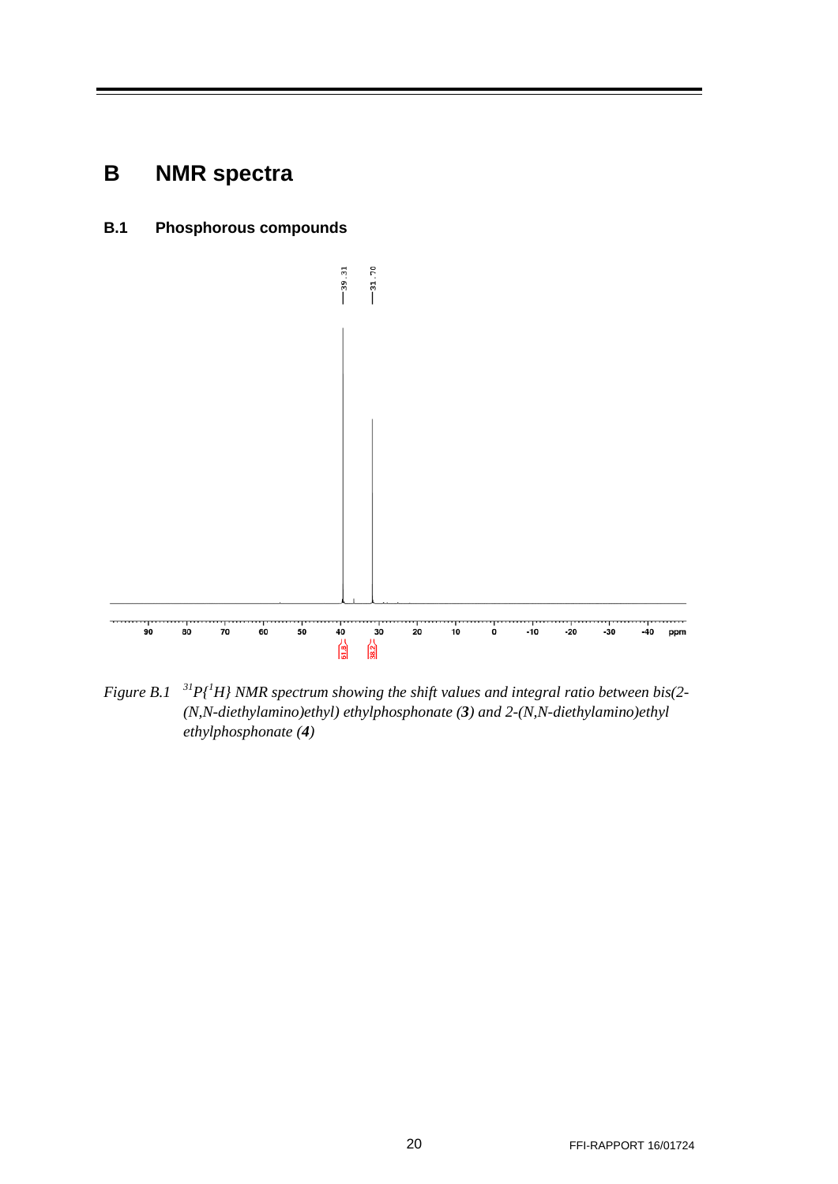# B NMR spectra

## B.1 Phosphorous compounds

Figure B.1 $^{31}P\{^{1}H\}$ NMR spectrum showing the shift values and integral ratio between bis(2-(N,N-diethylamino)ethyl) ethylphosphonate (**3**) and 2-(N,N-diethylamino)ethyl ethylphosphonate (**4**)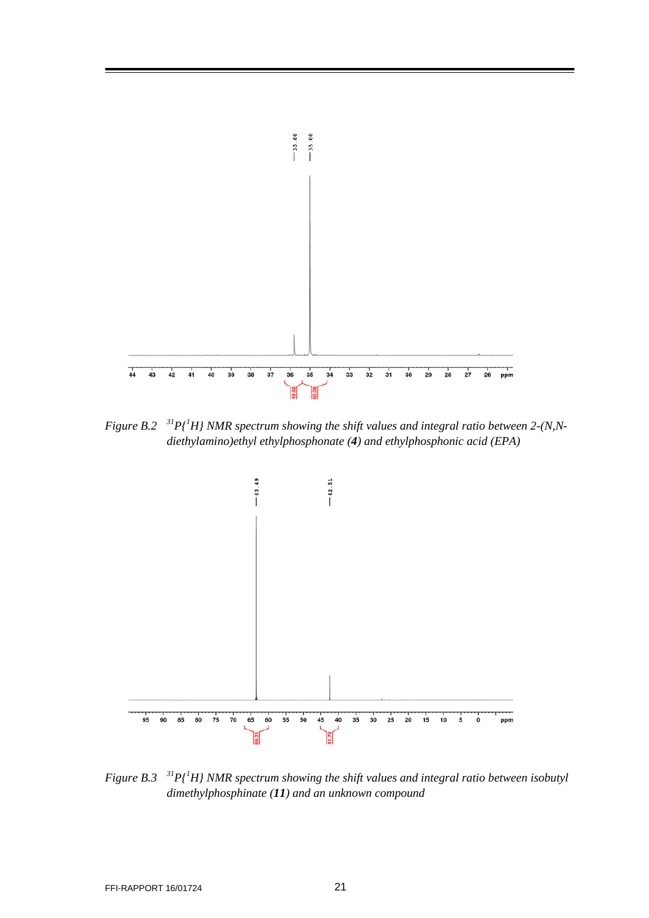*Figure B.2* *$^{31}P\{^1H\}$ NMR spectrum showing the shift values and integral ratio between 2-(N,N-diethylamino)ethyl ethylphosphonate (**4**) and ethylphosphonic acid (EPA)*

*Figure B.3* *$^{31}P\{^1H\}$ NMR spectrum showing the shift values and integral ratio between isobutyl dimethylphosphinate (**11**) and an unknown compound*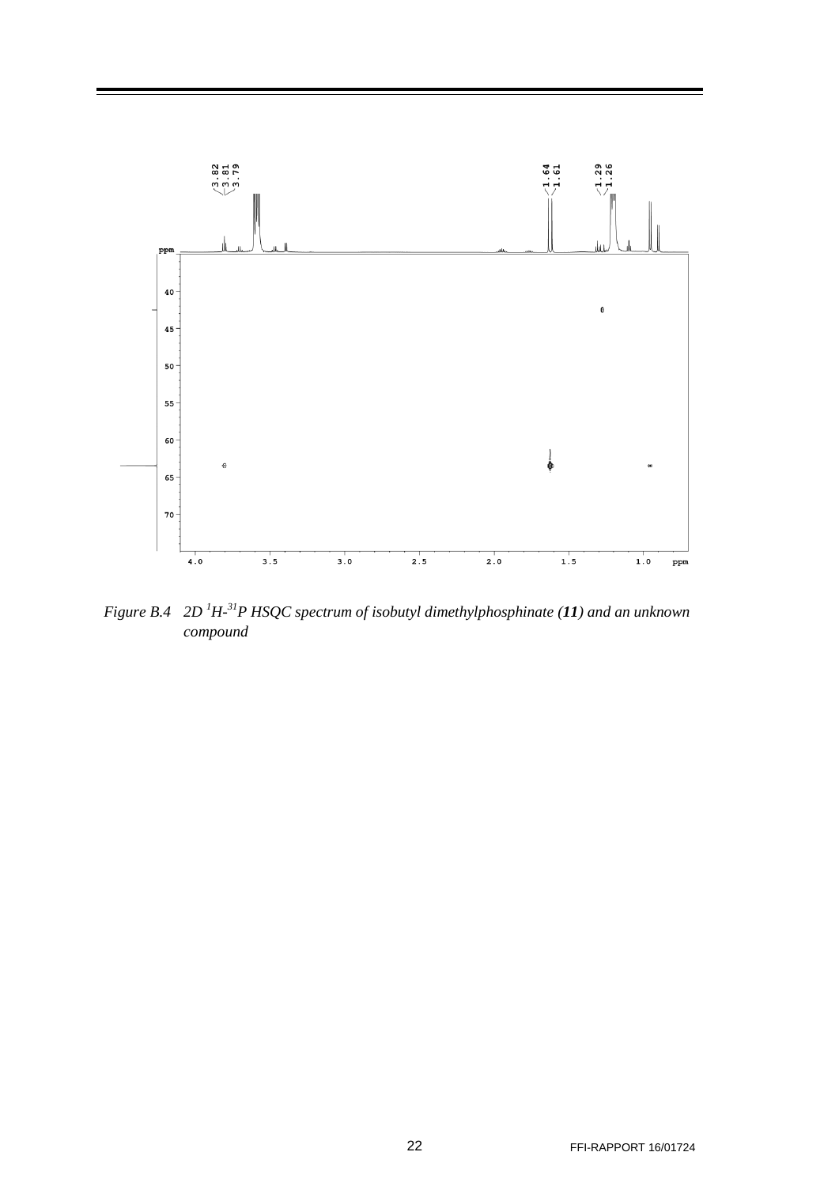*Figure B.4 2D $^{1}H$-$^{31}P$ HSQC spectrum of isobutyl dimethylphosphinate (**11**) and an unknown compound*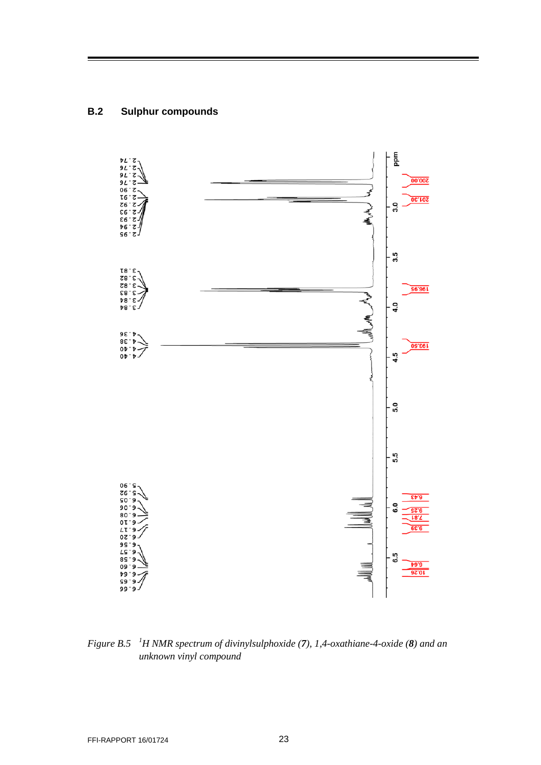## B.2 Sulphur compounds

Figure B.5 [1]H NMR spectrum of divinylsulphoxide (**7**), 1,4-oxathiane-4-oxide (**8**) and an unknown vinyl compound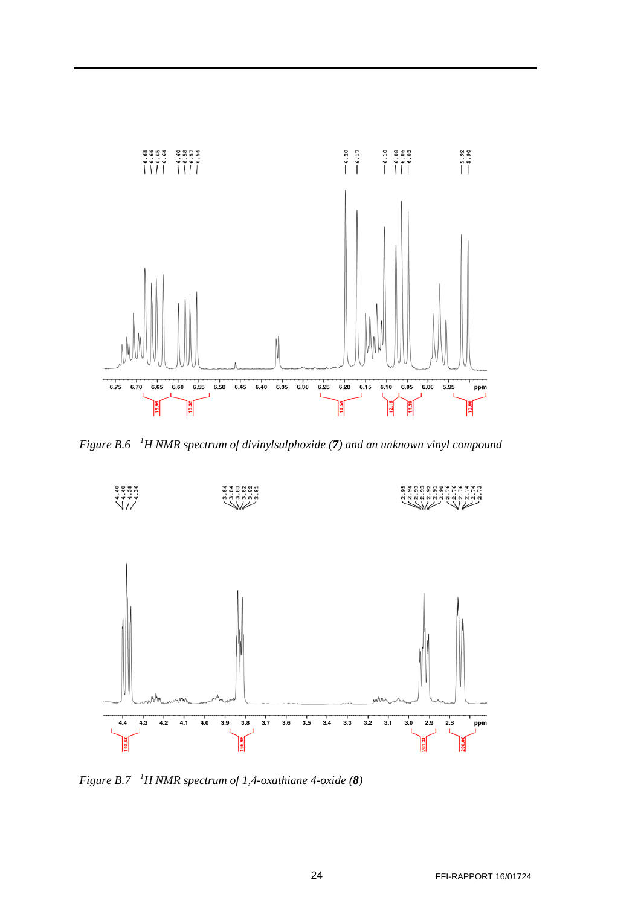*Figure B.6 [1]H NMR spectrum of divinylsulphoxide (**7**) and an unknown vinyl compound*

*Figure B.7 [1]H NMR spectrum of 1,4-oxathiane 4-oxide (**8**)*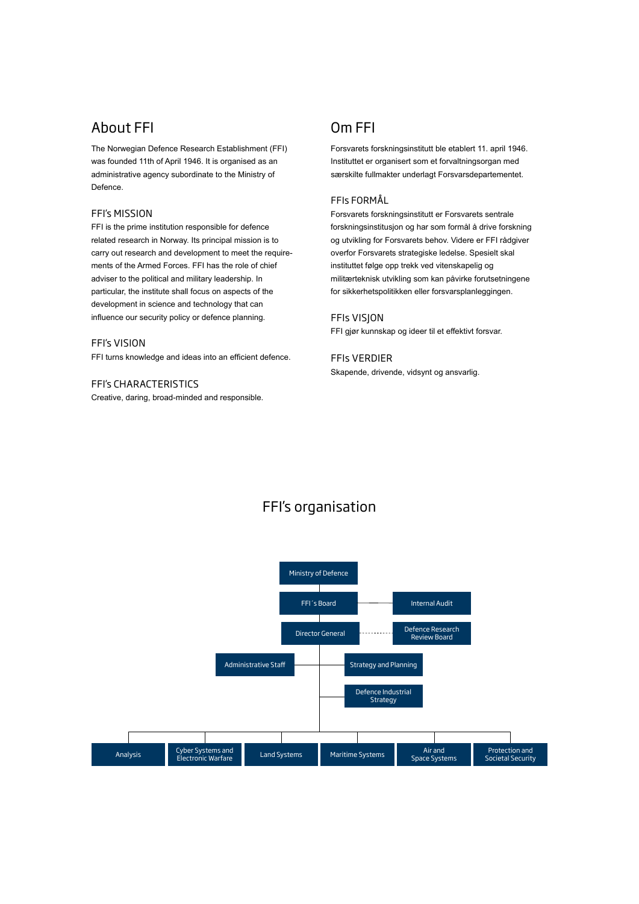## About FFI

The Norwegian Defence Research Establishment (FFI) was founded 11th of April 1946. It is organised as an administrative agency subordinate to the Ministry of Defence.

### FFI's MISSION

FFI is the prime institution responsible for defence related research in Norway. Its principal mission is to carry out research and development to meet the requirements of the Armed Forces. FFI has the role of chief adviser to the political and military leadership. In particular, the institute shall focus on aspects of the development in science and technology that can influence our security policy or defence planning.

### FFI's VISION

FFI turns knowledge and ideas into an efficient defence.

### FFI's CHARACTERISTICS

Creative, daring, broad-minded and responsible.

## Om FFI

Forsvarets forskningsinstitutt ble etablert 11. april 1946. Instituttet er organisert som et forvaltningsorgan med særskilte fullmakter underlagt Forsvarsdepartementet.

### FFIs FORMÅL

Forsvarets forskningsinstitutt er Forsvarets sentrale forskningsinstitusjon og har som formål å drive forskning og utvikling for Forsvarets behov. Videre er FFI rådgiver overfor Forsvarets strategiske ledelse. Spesielt skal instituttet følge opp trekk ved vitenskapelig og militærteknisk utvikling som kan påvirke forutsetningene for sikkerhetspolitikken eller forsvarsplanleggingen.

### FFIs VISJON

FFI gjør kunnskap og ideer til et effektivt forsvar.

### FFIs VERDIER

Skapende, drivende, vidsynt og ansvarlig.

## FFI's organisation

- Ministry of Defence
  - FFI´s Board — Internal Audit
    - Director General — Defence Research Review Board
      - Administrative Staff
      - Strategy and Planning
      - Defence Industrial Strategy
      - Analysis
      - Cyber Systems and Electronic Warfare
      - Land Systems
      - Maritime Systems
      - Air and Space Systems
      - Protection and Societal Security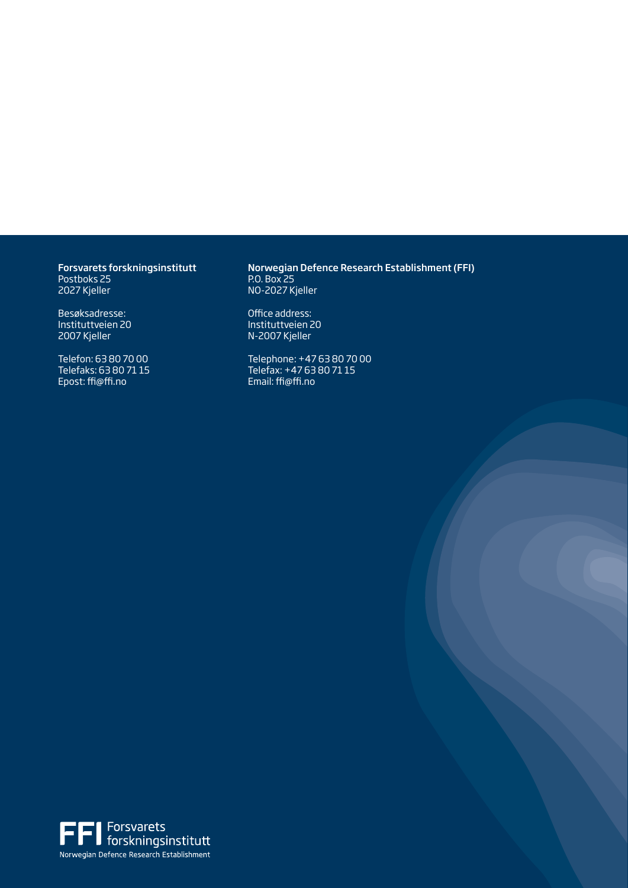**Forsvarets forskningsinstitutt**
Postboks 25
2027 Kjeller

Besøksadresse:
Instituttveien 20
2007 Kjeller

Telefon: 63 80 70 00
Telefaks: 63 80 71 15
Epost: ffi@ffi.no

**Norwegian Defence Research Establishment (FFI)**
P.O. Box 25
NO-2027 Kjeller

Office address:
Instituttveien 20
N-2007 Kjeller

Telephone: +47 63 80 70 00
Telefax: +47 63 80 71 15
Email: ffi@ffi.no

FFI Forsvarets forskningsinstitutt
Norwegian Defence Research Establishment